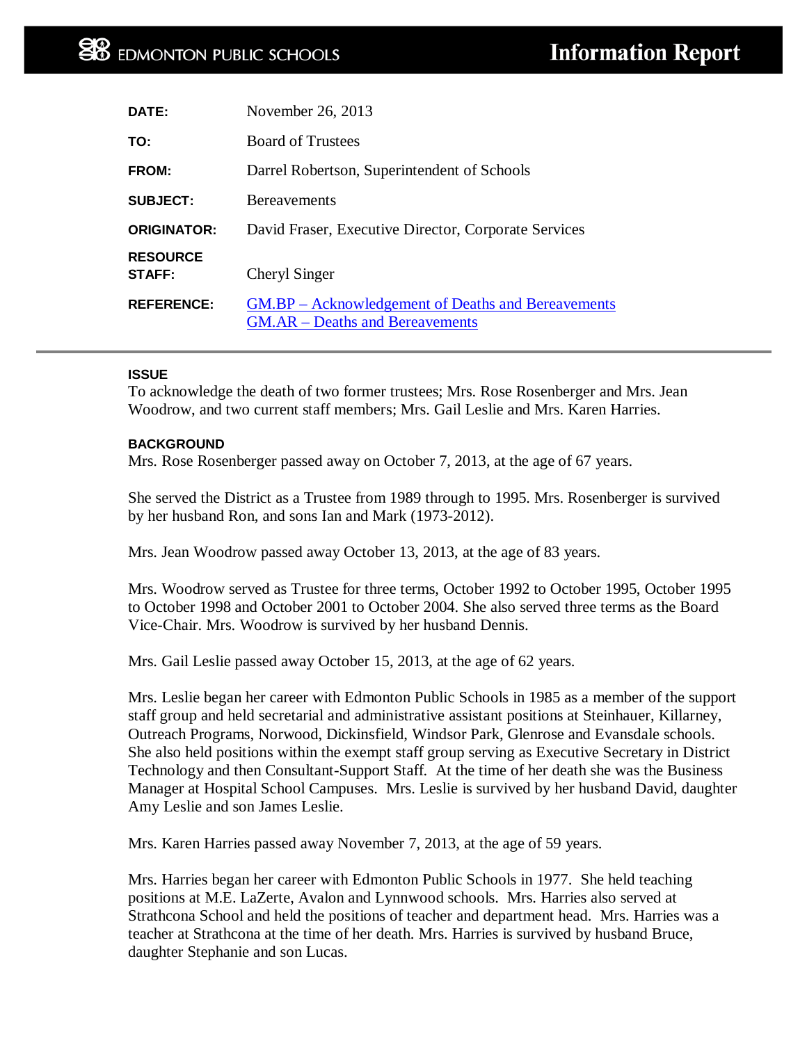# EDMONTON PUBLIC SCHOOLS — Information Report

| | |
|---|---|
| **DATE:** | November 26, 2013 |
| **TO:** | Board of Trustees |
| **FROM:** | Darrel Robertson, Superintendent of Schools |
| **SUBJECT:** | Bereavements |
| **ORIGINATOR:** | David Fraser, Executive Director, Corporate Services |
| **RESOURCE STAFF:** | Cheryl Singer |
| **REFERENCE:** | GM.BP – Acknowledgement of Deaths and Bereavements<br>GM.AR – Deaths and Bereavements |

---

**ISSUE**

To acknowledge the death of two former trustees; Mrs. Rose Rosenberger and Mrs. Jean Woodrow, and two current staff members; Mrs. Gail Leslie and Mrs. Karen Harries.

**BACKGROUND**

Mrs. Rose Rosenberger passed away on October 7, 2013, at the age of 67 years.

She served the District as a Trustee from 1989 through to 1995. Mrs. Rosenberger is survived by her husband Ron, and sons Ian and Mark (1973-2012).

Mrs. Jean Woodrow passed away October 13, 2013, at the age of 83 years.

Mrs. Woodrow served as Trustee for three terms, October 1992 to October 1995, October 1995 to October 1998 and October 2001 to October 2004. She also served three terms as the Board Vice-Chair. Mrs. Woodrow is survived by her husband Dennis.

Mrs. Gail Leslie passed away October 15, 2013, at the age of 62 years.

Mrs. Leslie began her career with Edmonton Public Schools in 1985 as a member of the support staff group and held secretarial and administrative assistant positions at Steinhauer, Killarney, Outreach Programs, Norwood, Dickinsfield, Windsor Park, Glenrose and Evansdale schools. She also held positions within the exempt staff group serving as Executive Secretary in District Technology and then Consultant-Support Staff. At the time of her death she was the Business Manager at Hospital School Campuses. Mrs. Leslie is survived by her husband David, daughter Amy Leslie and son James Leslie.

Mrs. Karen Harries passed away November 7, 2013, at the age of 59 years.

Mrs. Harries began her career with Edmonton Public Schools in 1977. She held teaching positions at M.E. LaZerte, Avalon and Lynnwood schools. Mrs. Harries also served at Strathcona School and held the positions of teacher and department head. Mrs. Harries was a teacher at Strathcona at the time of her death. Mrs. Harries is survived by husband Bruce, daughter Stephanie and son Lucas.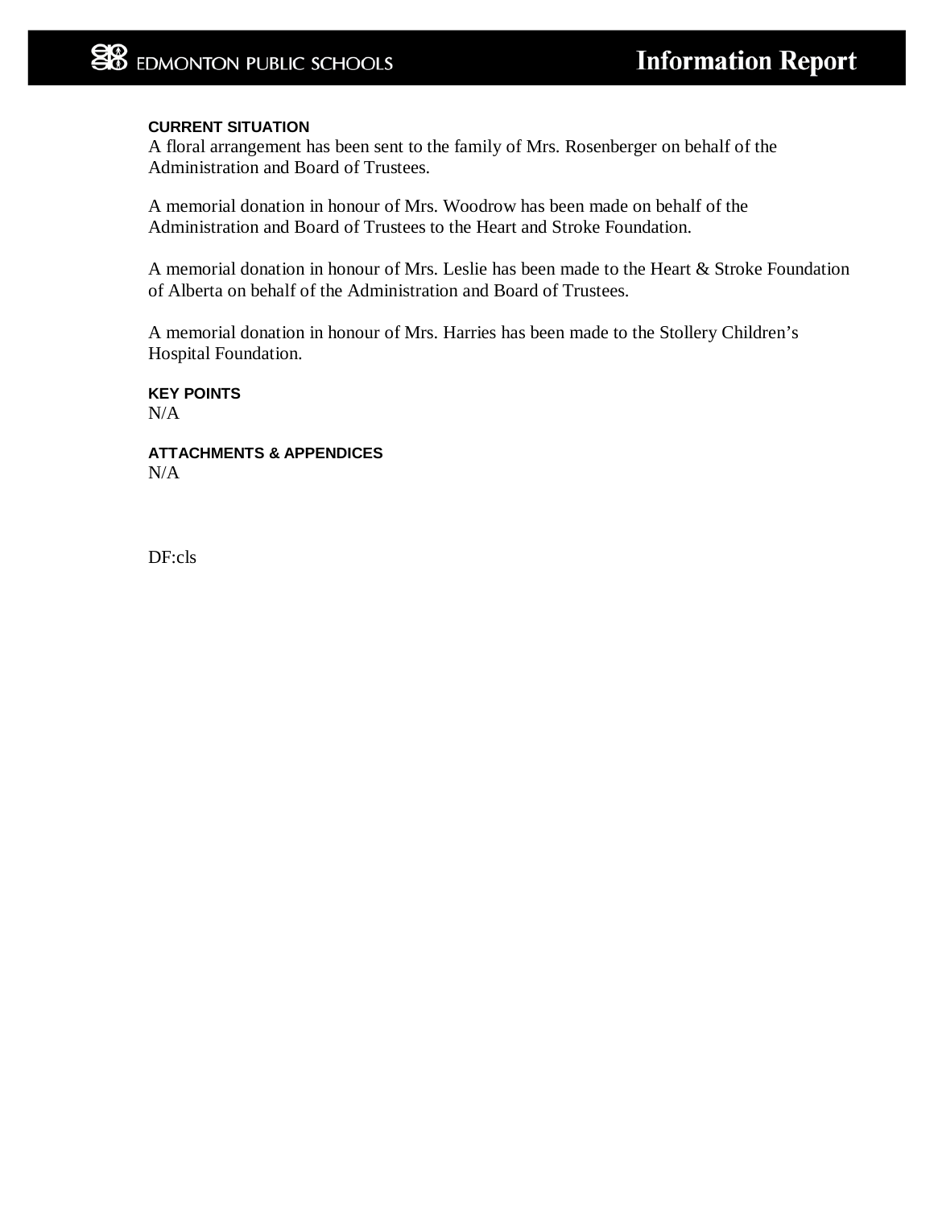**CURRENT SITUATION**

A floral arrangement has been sent to the family of Mrs. Rosenberger on behalf of the Administration and Board of Trustees.

A memorial donation in honour of Mrs. Woodrow has been made on behalf of the Administration and Board of Trustees to the Heart and Stroke Foundation.

A memorial donation in honour of Mrs. Leslie has been made to the Heart & Stroke Foundation of Alberta on behalf of the Administration and Board of Trustees.

A memorial donation in honour of Mrs. Harries has been made to the Stollery Children's Hospital Foundation.

**KEY POINTS**

N/A

**ATTACHMENTS & APPENDICES**

N/A

DF:cls